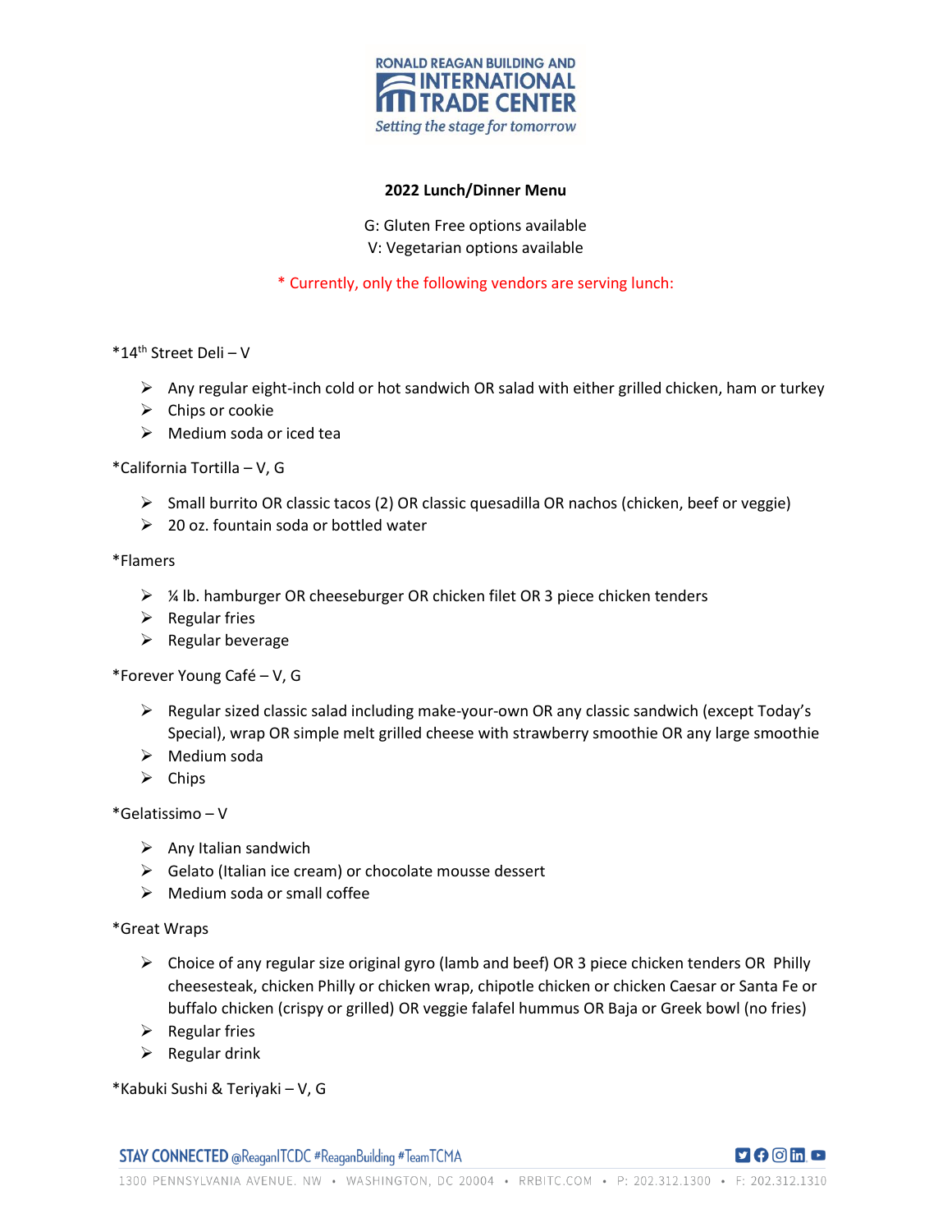RONALD REAGAN BUILDING AND INTERNATIONAL TRADE CENTER

*Setting the stage for tomorrow*

**2022 Lunch/Dinner Menu**

G: Gluten Free options available
V: Vegetarian options available

* Currently, only the following vendors are serving lunch:

*14th Street Deli – V

- Any regular eight-inch cold or hot sandwich OR salad with either grilled chicken, ham or turkey
- Chips or cookie
- Medium soda or iced tea

*California Tortilla – V, G

- Small burrito OR classic tacos (2) OR classic quesadilla OR nachos (chicken, beef or veggie)
- 20 oz. fountain soda or bottled water

*Flamers

- ¼ lb. hamburger OR cheeseburger OR chicken filet OR 3 piece chicken tenders
- Regular fries
- Regular beverage

*Forever Young Café – V, G

- Regular sized classic salad including make-your-own OR any classic sandwich (except Today's Special), wrap OR simple melt grilled cheese with strawberry smoothie OR any large smoothie
- Medium soda
- Chips

*Gelatissimo – V

- Any Italian sandwich
- Gelato (Italian ice cream) or chocolate mousse dessert
- Medium soda or small coffee

*Great Wraps

- Choice of any regular size original gyro (lamb and beef) OR 3 piece chicken tenders OR Philly cheesesteak, chicken Philly or chicken wrap, chipotle chicken or chicken Caesar or Santa Fe or buffalo chicken (crispy or grilled) OR veggie falafel hummus OR Baja or Greek bowl (no fries)
- Regular fries
- Regular drink

*Kabuki Sushi & Teriyaki – V, G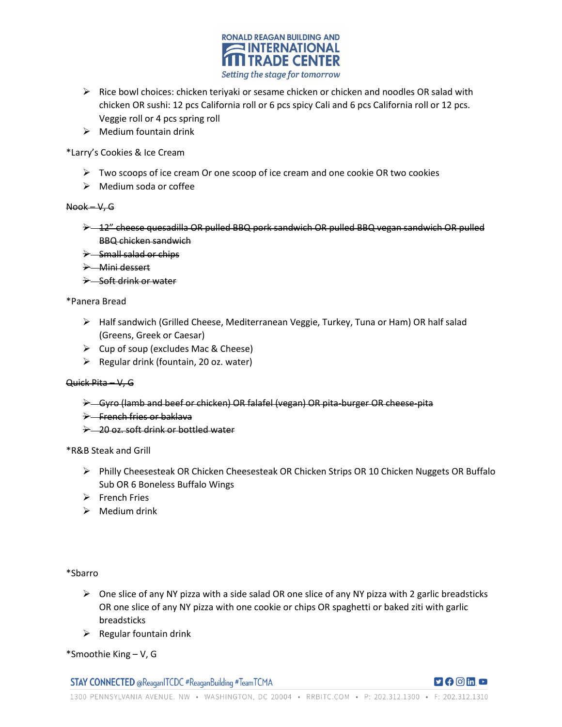- Rice bowl choices: chicken teriyaki or sesame chicken or chicken and noodles OR salad with chicken OR sushi: 12 pcs California roll or 6 pcs spicy Cali and 6 pcs California roll or 12 pcs. Veggie roll or 4 pcs spring roll
- Medium fountain drink

*Larry's Cookies & Ice Cream

- Two scoops of ice cream Or one scoop of ice cream and one cookie OR two cookies
- Medium soda or coffee

~~Nook – V, G~~

- ~~12" cheese quesadilla OR pulled BBQ pork sandwich OR pulled BBQ vegan sandwich OR pulled BBQ chicken sandwich~~
- ~~Small salad or chips~~
- ~~Mini dessert~~
- ~~Soft drink or water~~

*Panera Bread

- Half sandwich (Grilled Cheese, Mediterranean Veggie, Turkey, Tuna or Ham) OR half salad (Greens, Greek or Caesar)
- Cup of soup (excludes Mac & Cheese)
- Regular drink (fountain, 20 oz. water)

~~Quick Pita – V, G~~

- ~~Gyro (lamb and beef or chicken) OR falafel (vegan) OR pita-burger OR cheese-pita~~
- ~~French fries or baklava~~
- ~~20 oz. soft drink or bottled water~~

*R&B Steak and Grill

- Philly Cheesesteak OR Chicken Cheesesteak OR Chicken Strips OR 10 Chicken Nuggets OR Buffalo Sub OR 6 Boneless Buffalo Wings
- French Fries
- Medium drink

*Sbarro

- One slice of any NY pizza with a side salad OR one slice of any NY pizza with 2 garlic breadsticks OR one slice of any NY pizza with one cookie or chips OR spaghetti or baked ziti with garlic breadsticks
- Regular fountain drink

*Smoothie King – V, G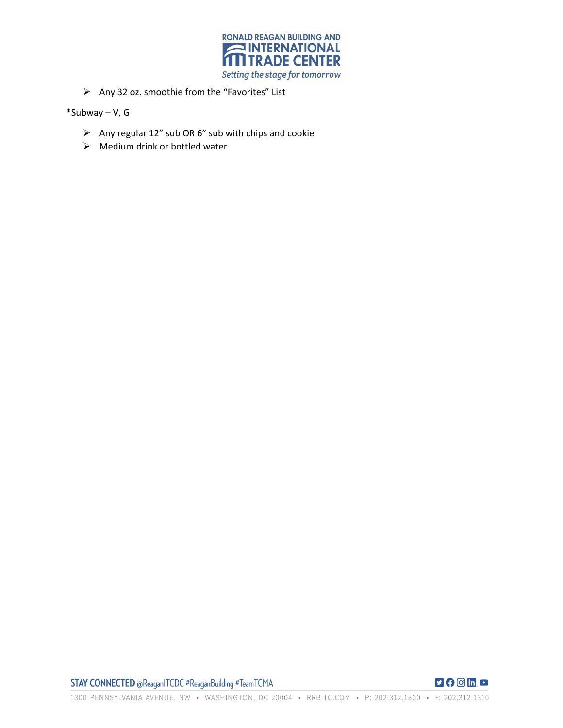- Any 32 oz. smoothie from the "Favorites" List

*Subway – V, G

- Any regular 12" sub OR 6" sub with chips and cookie
- Medium drink or bottled water